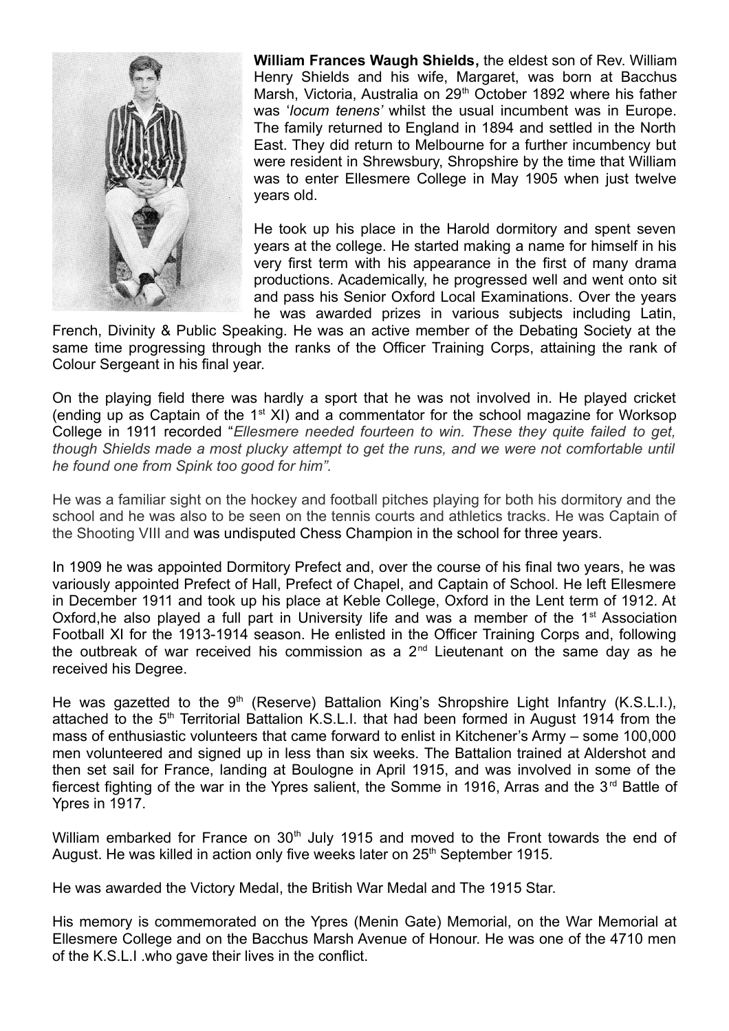**William Frances Waugh Shields,** the eldest son of Rev. William Henry Shields and his wife, Margaret, was born at Bacchus Marsh, Victoria, Australia on 29th October 1892 where his father was '*locum tenens'* whilst the usual incumbent was in Europe. The family returned to England in 1894 and settled in the North East. They did return to Melbourne for a further incumbency but were resident in Shrewsbury, Shropshire by the time that William was to enter Ellesmere College in May 1905 when just twelve years old.

He took up his place in the Harold dormitory and spent seven years at the college. He started making a name for himself in his very first term with his appearance in the first of many drama productions. Academically, he progressed well and went onto sit and pass his Senior Oxford Local Examinations. Over the years he was awarded prizes in various subjects including Latin, French, Divinity & Public Speaking. He was an active member of the Debating Society at the same time progressing through the ranks of the Officer Training Corps, attaining the rank of Colour Sergeant in his final year.

On the playing field there was hardly a sport that he was not involved in. He played cricket (ending up as Captain of the 1st XI) and a commentator for the school magazine for Worksop College in 1911 recorded "*Ellesmere needed fourteen to win. These they quite failed to get, though Shields made a most plucky attempt to get the runs, and we were not comfortable until he found one from Spink too good for him".*

He was a familiar sight on the hockey and football pitches playing for both his dormitory and the school and he was also to be seen on the tennis courts and athletics tracks. He was Captain of the Shooting VIII and was undisputed Chess Champion in the school for three years.

In 1909 he was appointed Dormitory Prefect and, over the course of his final two years, he was variously appointed Prefect of Hall, Prefect of Chapel, and Captain of School. He left Ellesmere in December 1911 and took up his place at Keble College, Oxford in the Lent term of 1912. At Oxford,he also played a full part in University life and was a member of the 1st Association Football XI for the 1913-1914 season. He enlisted in the Officer Training Corps and, following the outbreak of war received his commission as a 2nd Lieutenant on the same day as he received his Degree.

He was gazetted to the 9th (Reserve) Battalion King's Shropshire Light Infantry (K.S.L.I.), attached to the 5th Territorial Battalion K.S.L.I. that had been formed in August 1914 from the mass of enthusiastic volunteers that came forward to enlist in Kitchener's Army – some 100,000 men volunteered and signed up in less than six weeks. The Battalion trained at Aldershot and then set sail for France, landing at Boulogne in April 1915, and was involved in some of the fiercest fighting of the war in the Ypres salient, the Somme in 1916, Arras and the 3rd Battle of Ypres in 1917.

William embarked for France on 30th July 1915 and moved to the Front towards the end of August. He was killed in action only five weeks later on 25th September 1915.

He was awarded the Victory Medal, the British War Medal and The 1915 Star.

His memory is commemorated on the Ypres (Menin Gate) Memorial, on the War Memorial at Ellesmere College and on the Bacchus Marsh Avenue of Honour. He was one of the 4710 men of the K.S.L.I .who gave their lives in the conflict.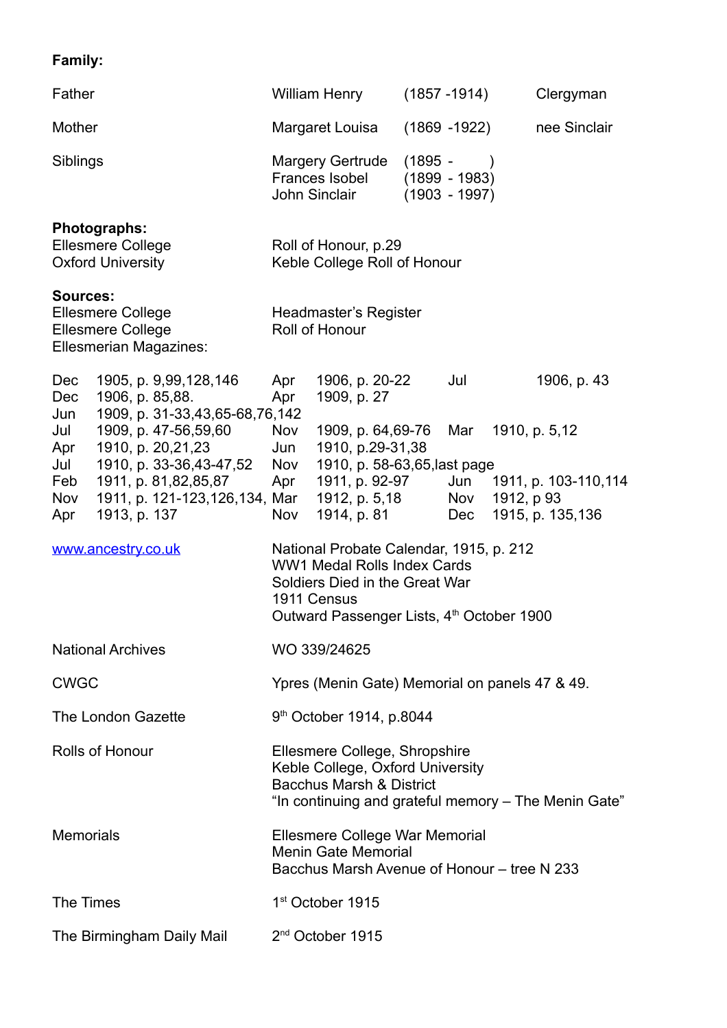**Family:**

| | | | |
|---|---|---|---|
| Father | William Henry | (1857 -1914) | Clergyman |
| Mother | Margaret Louisa | (1869 -1922) | nee Sinclair |
| Siblings | Margery Gertrude<br>Frances Isobel<br>John Sinclair | (1895 - )<br>(1899 - 1983)<br>(1903 - 1997) | |

**Photographs:**

| | |
|---|---|
| Ellesmere College | Roll of Honour, p.29 |
| Oxford University | Keble College Roll of Honour |

**Sources:**

| | |
|---|---|
| Ellesmere College | Headmaster's Register |
| Ellesmere College | Roll of Honour |
| Ellesmerian Magazines: | |

| | | | | | |
|---|---|---|---|---|---|
| Dec | 1905, p. 9,99,128,146 | Apr | 1906, p. 20-22 | Jul | 1906, p. 43 |
| Dec | 1906, p. 85,88. | Apr | 1909, p. 27 | | |
| Jun | 1909, p. 31-33,43,65-68,76,142 | | | | |
| Jul | 1909, p. 47-56,59,60 | Nov | 1909, p. 64,69-76 | Mar | 1910, p. 5,12 |
| Apr | 1910, p. 20,21,23 | Jun | 1910, p.29-31,38 | | |
| Jul | 1910, p. 33-36,43-47,52 | Nov | 1910, p. 58-63,65,last page | | |
| Feb | 1911, p. 81,82,85,87 | Apr | 1911, p. 92-97 | Jun | 1911, p. 103-110,114 |
| Nov | 1911, p. 121-123,126,134, | Mar | 1912, p. 5,18 | Nov | 1912, p 93 |
| Apr | 1913, p. 137 | Nov | 1914, p. 81 | Dec | 1915, p. 135,136 |

| | |
|---|---|
| www.ancestry.co.uk | National Probate Calendar, 1915, p. 212<br>WW1 Medal Rolls Index Cards<br>Soldiers Died in the Great War<br>1911 Census<br>Outward Passenger Lists, 4th October 1900 |
| National Archives | WO 339/24625 |
| CWGC | Ypres (Menin Gate) Memorial on panels 47 & 49. |
| The London Gazette | 9th October 1914, p.8044 |
| Rolls of Honour | Ellesmere College, Shropshire<br>Keble College, Oxford University<br>Bacchus Marsh & District<br>"In continuing and grateful memory – The Menin Gate" |
| Memorials | Ellesmere College War Memorial<br>Menin Gate Memorial<br>Bacchus Marsh Avenue of Honour – tree N 233 |
| The Times | 1st October 1915 |
| The Birmingham Daily Mail | 2nd October 1915 |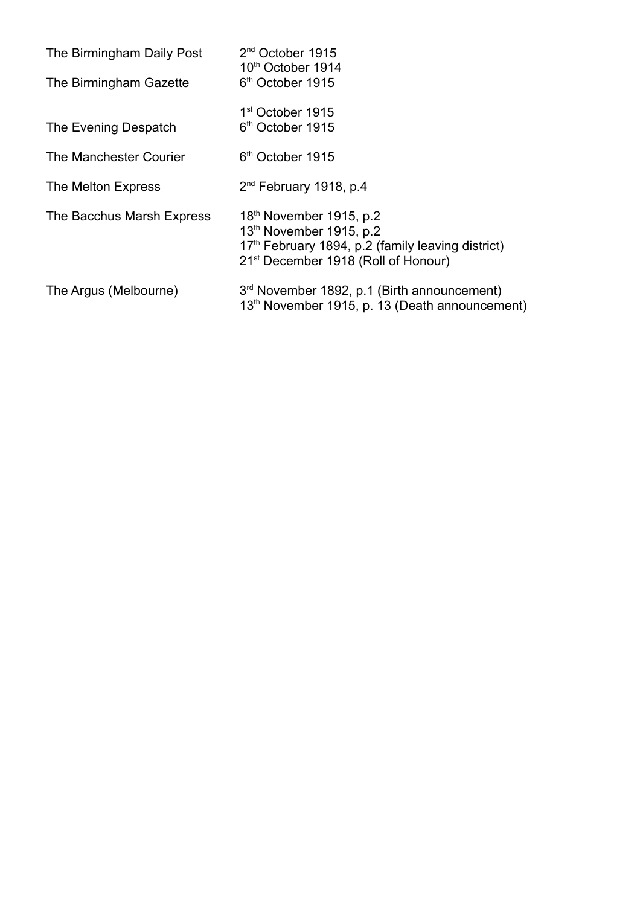| | |
|---|---|
| The Birmingham Daily Post | 2nd October 1915 |
| | 10th October 1914 |
| The Birmingham Gazette | 6th October 1915 |
| | 1st October 1915 |
| The Evening Despatch | 6th October 1915 |
| The Manchester Courier | 6th October 1915 |
| The Melton Express | 2nd February 1918, p.4 |
| The Bacchus Marsh Express | 18th November 1915, p.2 |
| | 13th November 1915, p.2 |
| | 17th February 1894, p.2 (family leaving district) |
| | 21st December 1918 (Roll of Honour) |
| The Argus (Melbourne) | 3rd November 1892, p.1 (Birth announcement) |
| | 13th November 1915, p. 13 (Death announcement) |